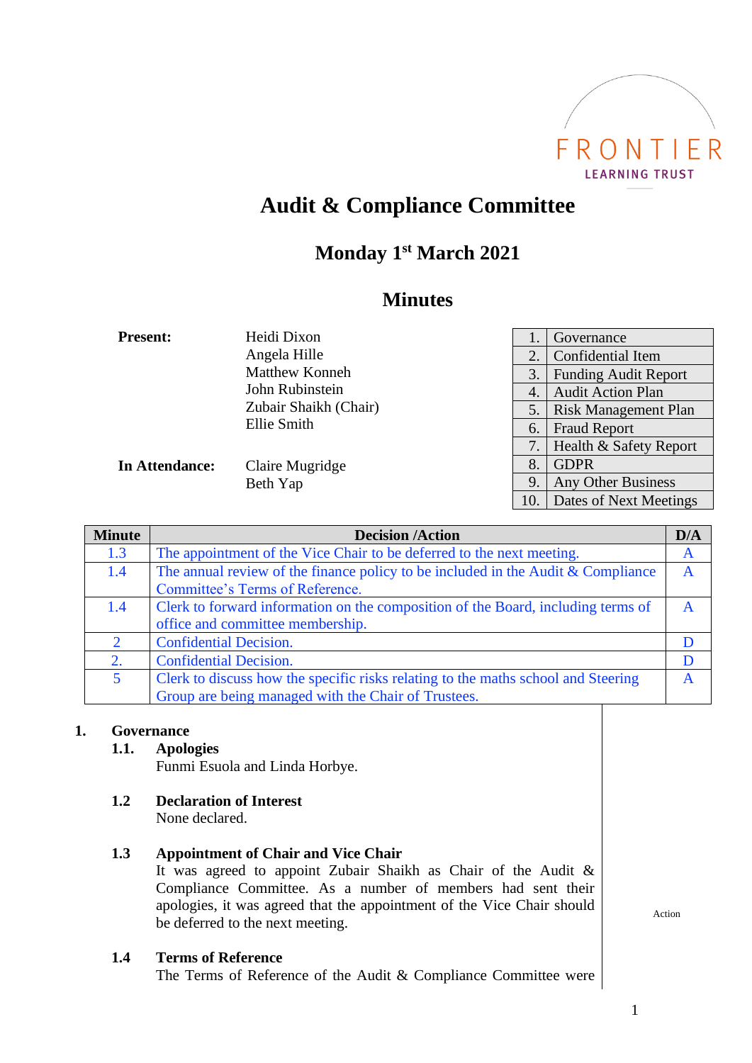FRONTIER
LEARNING TRUST

# Audit & Compliance Committee

## Monday 1st March 2021

## Minutes

**Present:**
Heidi Dixon
Angela Hille
Matthew Konneh
John Rubinstein
Zubair Shaikh (Chair)
Ellie Smith

**In Attendance:**
Claire Mugridge
Beth Yap

| | |
|---|---|
| 1. | Governance |
| 2. | Confidential Item |
| 3. | Funding Audit Report |
| 4. | Audit Action Plan |
| 5. | Risk Management Plan |
| 6. | Fraud Report |
| 7. | Health & Safety Report |
| 8. | GDPR |
| 9. | Any Other Business |
| 10. | Dates of Next Meetings |

| Minute | Decision /Action | D/A |
|---|---|---|
| 1.3 | The appointment of the Vice Chair to be deferred to the next meeting. | A |
| 1.4 | The annual review of the finance policy to be included in the Audit & Compliance Committee's Terms of Reference. | A |
| 1.4 | Clerk to forward information on the composition of the Board, including terms of office and committee membership. | A |
| 2 | Confidential Decision. | D |
| 2. | Confidential Decision. | D |
| 5 | Clerk to discuss how the specific risks relating to the maths school and Steering Group are being managed with the Chair of Trustees. | A |

### 1. Governance

**1.1. Apologies**
Funmi Esuola and Linda Horbye.

**1.2 Declaration of Interest**
None declared.

**1.3 Appointment of Chair and Vice Chair**
It was agreed to appoint Zubair Shaikh as Chair of the Audit & Compliance Committee. As a number of members had sent their apologies, it was agreed that the appointment of the Vice Chair should be deferred to the next meeting.

Action

**1.4 Terms of Reference**
The Terms of Reference of the Audit & Compliance Committee were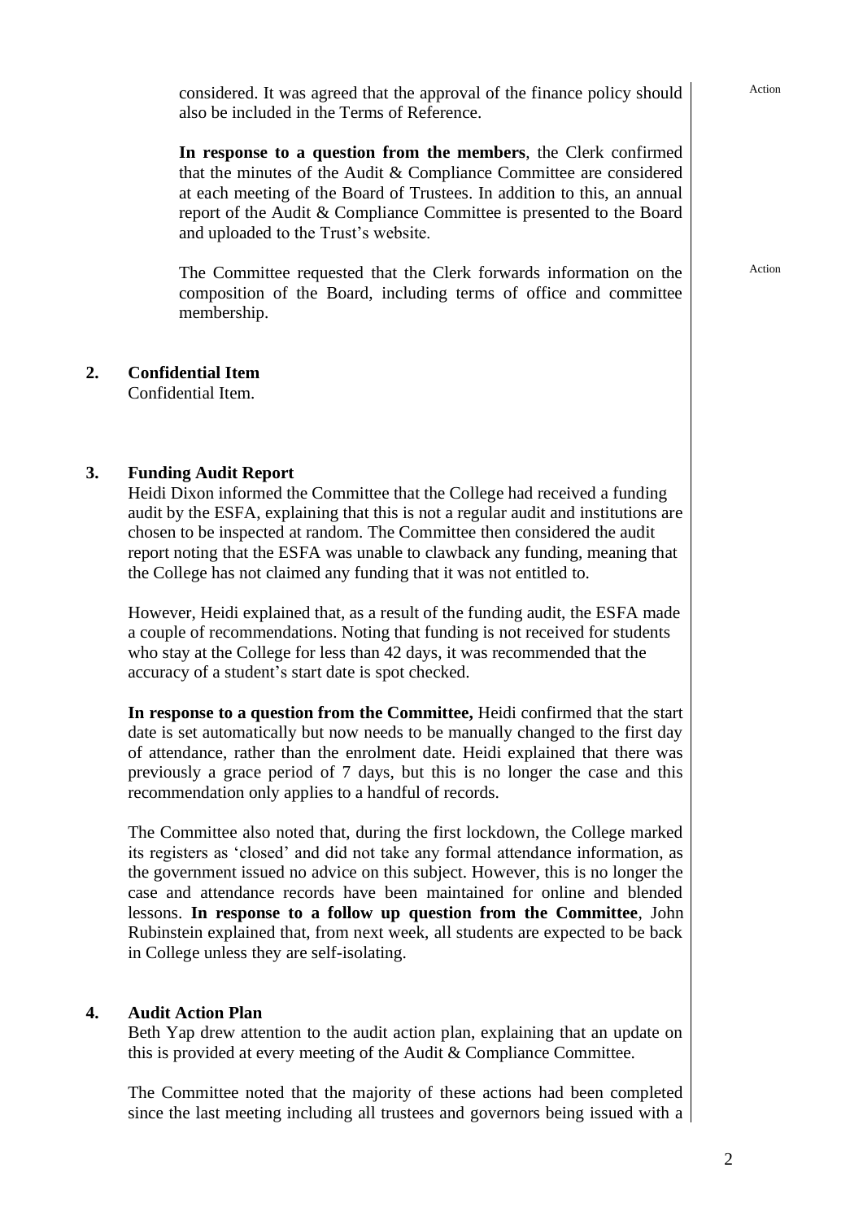considered. It was agreed that the approval of the finance policy should also be included in the Terms of Reference. — Action

**In response to a question from the members**, the Clerk confirmed that the minutes of the Audit & Compliance Committee are considered at each meeting of the Board of Trustees. In addition to this, an annual report of the Audit & Compliance Committee is presented to the Board and uploaded to the Trust's website.

The Committee requested that the Clerk forwards information on the composition of the Board, including terms of office and committee membership. — Action

## 2. Confidential Item

Confidential Item.

## 3. Funding Audit Report

Heidi Dixon informed the Committee that the College had received a funding audit by the ESFA, explaining that this is not a regular audit and institutions are chosen to be inspected at random. The Committee then considered the audit report noting that the ESFA was unable to clawback any funding, meaning that the College has not claimed any funding that it was not entitled to.

However, Heidi explained that, as a result of the funding audit, the ESFA made a couple of recommendations. Noting that funding is not received for students who stay at the College for less than 42 days, it was recommended that the accuracy of a student's start date is spot checked.

**In response to a question from the Committee,** Heidi confirmed that the start date is set automatically but now needs to be manually changed to the first day of attendance, rather than the enrolment date. Heidi explained that there was previously a grace period of 7 days, but this is no longer the case and this recommendation only applies to a handful of records.

The Committee also noted that, during the first lockdown, the College marked its registers as 'closed' and did not take any formal attendance information, as the government issued no advice on this subject. However, this is no longer the case and attendance records have been maintained for online and blended lessons. **In response to a follow up question from the Committee**, John Rubinstein explained that, from next week, all students are expected to be back in College unless they are self-isolating.

## 4. Audit Action Plan

Beth Yap drew attention to the audit action plan, explaining that an update on this is provided at every meeting of the Audit & Compliance Committee.

The Committee noted that the majority of these actions had been completed since the last meeting including all trustees and governors being issued with a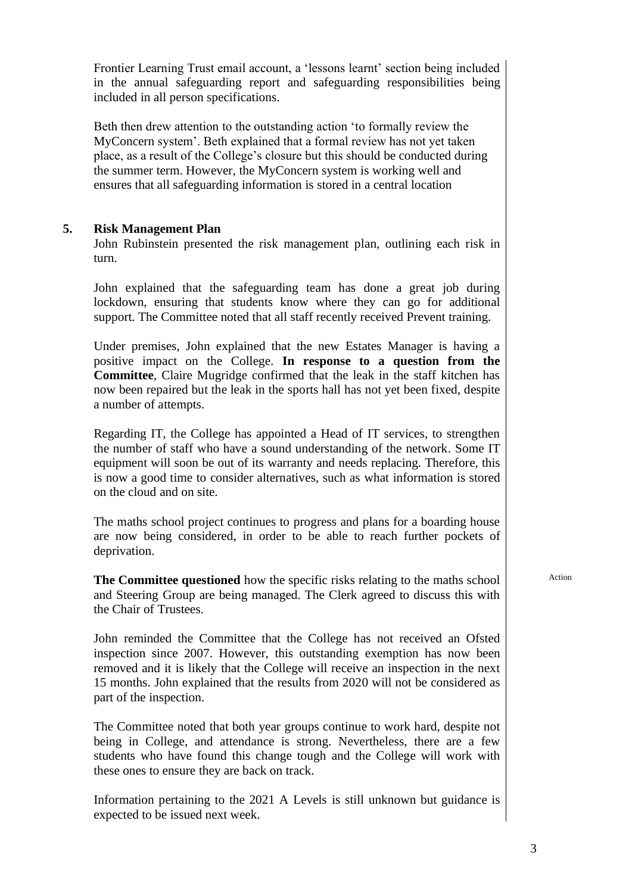Frontier Learning Trust email account, a 'lessons learnt' section being included in the annual safeguarding report and safeguarding responsibilities being included in all person specifications.

Beth then drew attention to the outstanding action 'to formally review the MyConcern system'. Beth explained that a formal review has not yet taken place, as a result of the College's closure but this should be conducted during the summer term. However, the MyConcern system is working well and ensures that all safeguarding information is stored in a central location

## 5. Risk Management Plan

John Rubinstein presented the risk management plan, outlining each risk in turn.

John explained that the safeguarding team has done a great job during lockdown, ensuring that students know where they can go for additional support. The Committee noted that all staff recently received Prevent training.

Under premises, John explained that the new Estates Manager is having a positive impact on the College. **In response to a question from the Committee**, Claire Mugridge confirmed that the leak in the staff kitchen has now been repaired but the leak in the sports hall has not yet been fixed, despite a number of attempts.

Regarding IT, the College has appointed a Head of IT services, to strengthen the number of staff who have a sound understanding of the network. Some IT equipment will soon be out of its warranty and needs replacing. Therefore, this is now a good time to consider alternatives, such as what information is stored on the cloud and on site.

The maths school project continues to progress and plans for a boarding house are now being considered, in order to be able to reach further pockets of deprivation.

**The Committee questioned** how the specific risks relating to the maths school and Steering Group are being managed. The Clerk agreed to discuss this with the Chair of Trustees. *Action*

John reminded the Committee that the College has not received an Ofsted inspection since 2007. However, this outstanding exemption has now been removed and it is likely that the College will receive an inspection in the next 15 months. John explained that the results from 2020 will not be considered as part of the inspection.

The Committee noted that both year groups continue to work hard, despite not being in College, and attendance is strong. Nevertheless, there are a few students who have found this change tough and the College will work with these ones to ensure they are back on track.

Information pertaining to the 2021 A Levels is still unknown but guidance is expected to be issued next week.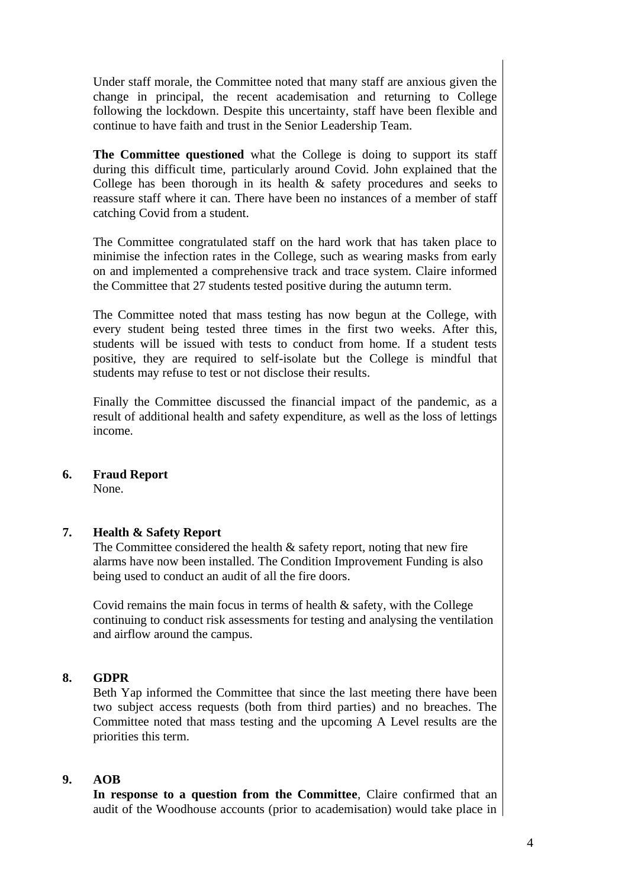Under staff morale, the Committee noted that many staff are anxious given the change in principal, the recent academisation and returning to College following the lockdown. Despite this uncertainty, staff have been flexible and continue to have faith and trust in the Senior Leadership Team.

**The Committee questioned** what the College is doing to support its staff during this difficult time, particularly around Covid. John explained that the College has been thorough in its health & safety procedures and seeks to reassure staff where it can. There have been no instances of a member of staff catching Covid from a student.

The Committee congratulated staff on the hard work that has taken place to minimise the infection rates in the College, such as wearing masks from early on and implemented a comprehensive track and trace system. Claire informed the Committee that 27 students tested positive during the autumn term.

The Committee noted that mass testing has now begun at the College, with every student being tested three times in the first two weeks. After this, students will be issued with tests to conduct from home. If a student tests positive, they are required to self-isolate but the College is mindful that students may refuse to test or not disclose their results.

Finally the Committee discussed the financial impact of the pandemic, as a result of additional health and safety expenditure, as well as the loss of lettings income.

## 6. Fraud Report

None.

## 7. Health & Safety Report

The Committee considered the health & safety report, noting that new fire alarms have now been installed. The Condition Improvement Funding is also being used to conduct an audit of all the fire doors.

Covid remains the main focus in terms of health & safety, with the College continuing to conduct risk assessments for testing and analysing the ventilation and airflow around the campus.

## 8. GDPR

Beth Yap informed the Committee that since the last meeting there have been two subject access requests (both from third parties) and no breaches. The Committee noted that mass testing and the upcoming A Level results are the priorities this term.

## 9. AOB

**In response to a question from the Committee**, Claire confirmed that an audit of the Woodhouse accounts (prior to academisation) would take place in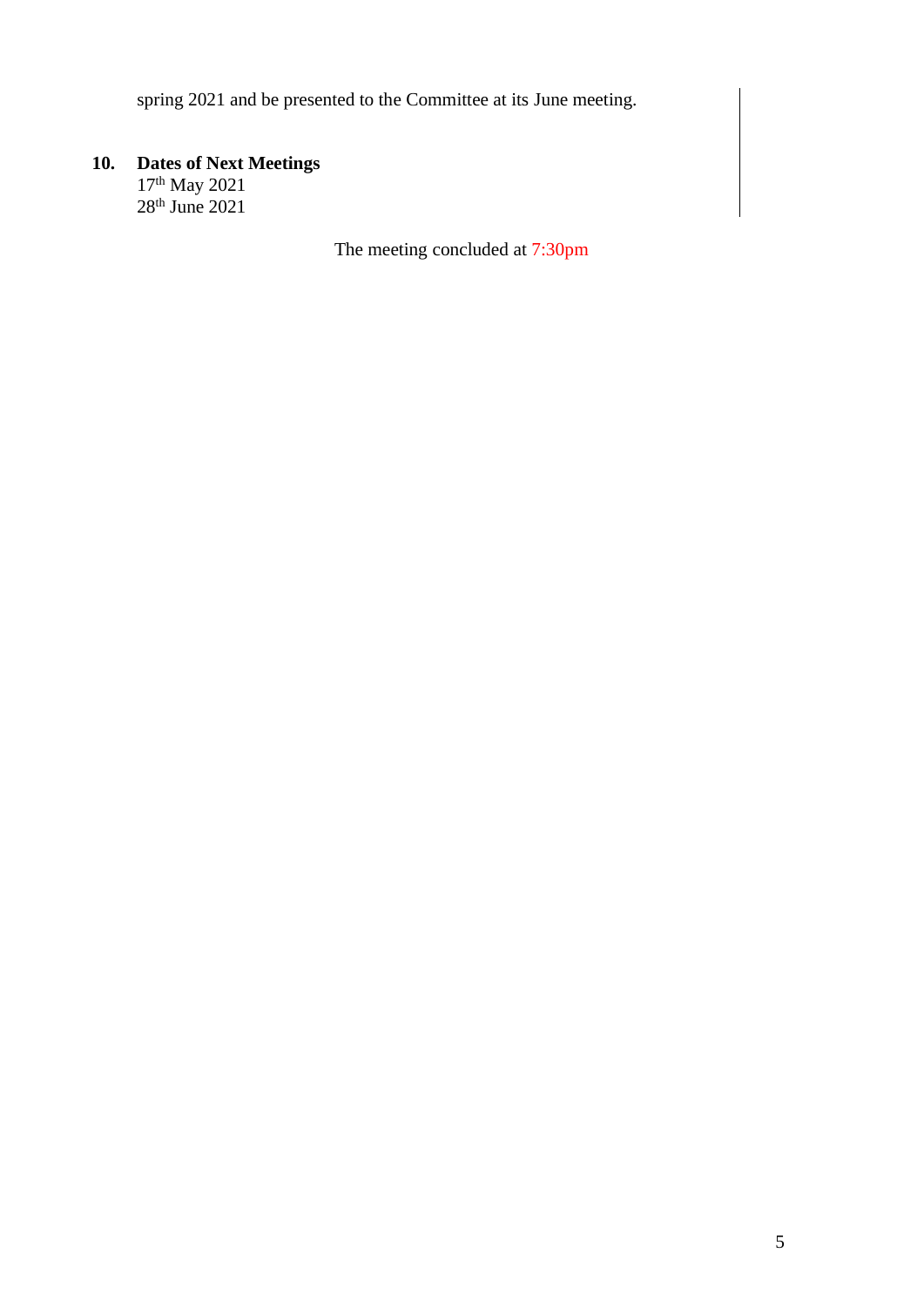spring 2021 and be presented to the Committee at its June meeting.

**10. Dates of Next Meetings**

17th May 2021
28th June 2021

The meeting concluded at 7:30pm